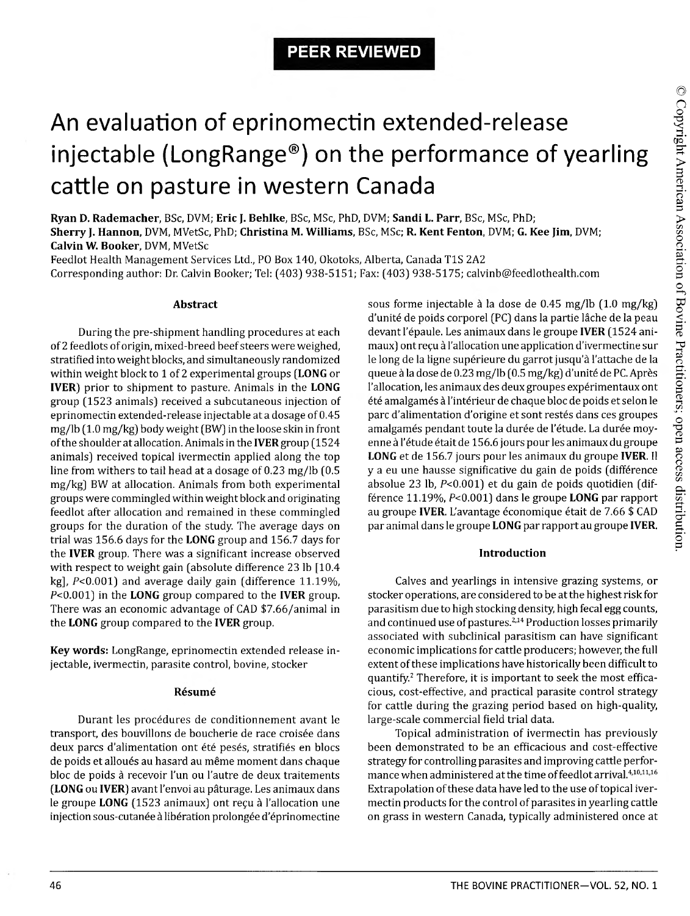PEER REVIEWED

# An evaluation of eprinomectin extended-release injectable (LongRange®) on the performance of yearling cattle on pasture in western Canada

**Ryan D. Rademacher**, BSc, DVM; **Eric J. Behlke**, BSc, MSc, PhD, DVM; **Sandi L. Parr**, BSc, MSc, PhD; **Sherry J. Hannon**, DVM, MVetSc, PhD; **Christina M. Williams**, BSc, MSc; **R. Kent Fenton**, DVM; **G. Kee Jim**, DVM; **Calvin W. Booker**, DVM, MVetSc

Feedlot Health Management Services Ltd., PO Box 140, Okotoks, Alberta, Canada T1S 2A2

Corresponding author: Dr. Calvin Booker; Tel: (403) 938-5151; Fax: (403) 938-5175; calvinb@feedlothealth.com

© Copyright American Association of Bovine Practitioners; open access distribution.

## Abstract

During the pre-shipment handling procedures at each of 2 feedlots of origin, mixed-breed beef steers were weighed, stratified into weight blocks, and simultaneously randomized within weight block to 1 of 2 experimental groups (**LONG** or **IVER**) prior to shipment to pasture. Animals in the **LONG** group (1523 animals) received a subcutaneous injection of eprinomectin extended-release injectable at a dosage of 0.45 mg/lb (1.0 mg/kg) body weight (BW) in the loose skin in front of the shoulder at allocation. Animals in the **IVER** group (1524 animals) received topical ivermectin applied along the top line from withers to tail head at a dosage of 0.23 mg/lb (0.5 mg/kg) BW at allocation. Animals from both experimental groups were commingled within weight block and originating feedlot after allocation and remained in these commingled groups for the duration of the study. The average days on trial was 156.6 days for the **LONG** group and 156.7 days for the **IVER** group. There was a significant increase observed with respect to weight gain (absolute difference 23 lb [10.4 kg], $P<0.001$) and average daily gain (difference 11.19%, $P<0.001$) in the **LONG** group compared to the **IVER** group. There was an economic advantage of CAD $7.66/animal in the **LONG** group compared to the **IVER** group.

**Key words:** LongRange, eprinomectin extended release injectable, ivermectin, parasite control, bovine, stocker

## Résumé

Durant les procédures de conditionnement avant le transport, des bouvillons de boucherie de race croisée dans deux parcs d'alimentation ont été pesés, stratifiés en blocs de poids et alloués au hasard au même moment dans chaque bloc de poids à recevoir l'un ou l'autre de deux traitements (**LONG** ou **IVER**) avant l'envoi au pâturage. Les animaux dans le groupe **LONG** (1523 animaux) ont reçu à l'allocation une injection sous-cutanée à libération prolongée d'éprinomectine sous forme injectable à la dose de 0.45 mg/lb (1.0 mg/kg) d'unité de poids corporel (PC) dans la partie lâche de la peau devant l'épaule. Les animaux dans le groupe **IVER** (1524 animaux) ont reçu à l'allocation une application d'ivermectine sur le long de la ligne supérieure du garrot jusqu'à l'attache de la queue à la dose de 0.23 mg/lb (0.5 mg/kg) d'unité de PC. Après l'allocation, les animaux des deux groupes expérimentaux ont été amalgamés à l'intérieur de chaque bloc de poids et selon le parc d'alimentation d'origine et sont restés dans ces groupes amalgamés pendant toute la durée de l'étude. La durée moyenne à l'étude était de 156.6 jours pour les animaux du groupe **LONG** et de 156.7 jours pour les animaux du groupe **IVER**. Il y a eu une hausse significative du gain de poids (différence absolute 23 lb, $P<0.001$) et du gain de poids quotidien (différence 11.19%, $P<0.001$) dans le groupe **LONG** par rapport au groupe **IVER**. L'avantage économique était de 7.66 $ CAD par animal dans le groupe **LONG** par rapport au groupe **IVER**.

## Introduction

Calves and yearlings in intensive grazing systems, or stocker operations, are considered to be at the highest risk for parasitism due to high stocking density, high fecal egg counts, and continued use of pastures.[2,14] Production losses primarily associated with subclinical parasitism can have significant economic implications for cattle producers; however, the full extent of these implications have historically been difficult to quantify.[2] Therefore, it is important to seek the most efficacious, cost-effective, and practical parasite control strategy for cattle during the grazing period based on high-quality, large-scale commercial field trial data.

Topical administration of ivermectin has previously been demonstrated to be an efficacious and cost-effective strategy for controlling parasites and improving cattle performance when administered at the time of feedlot arrival.[4,10,11,16] Extrapolation of these data have led to the use of topical ivermectin products for the control of parasites in yearling cattle on grass in western Canada, typically administered once at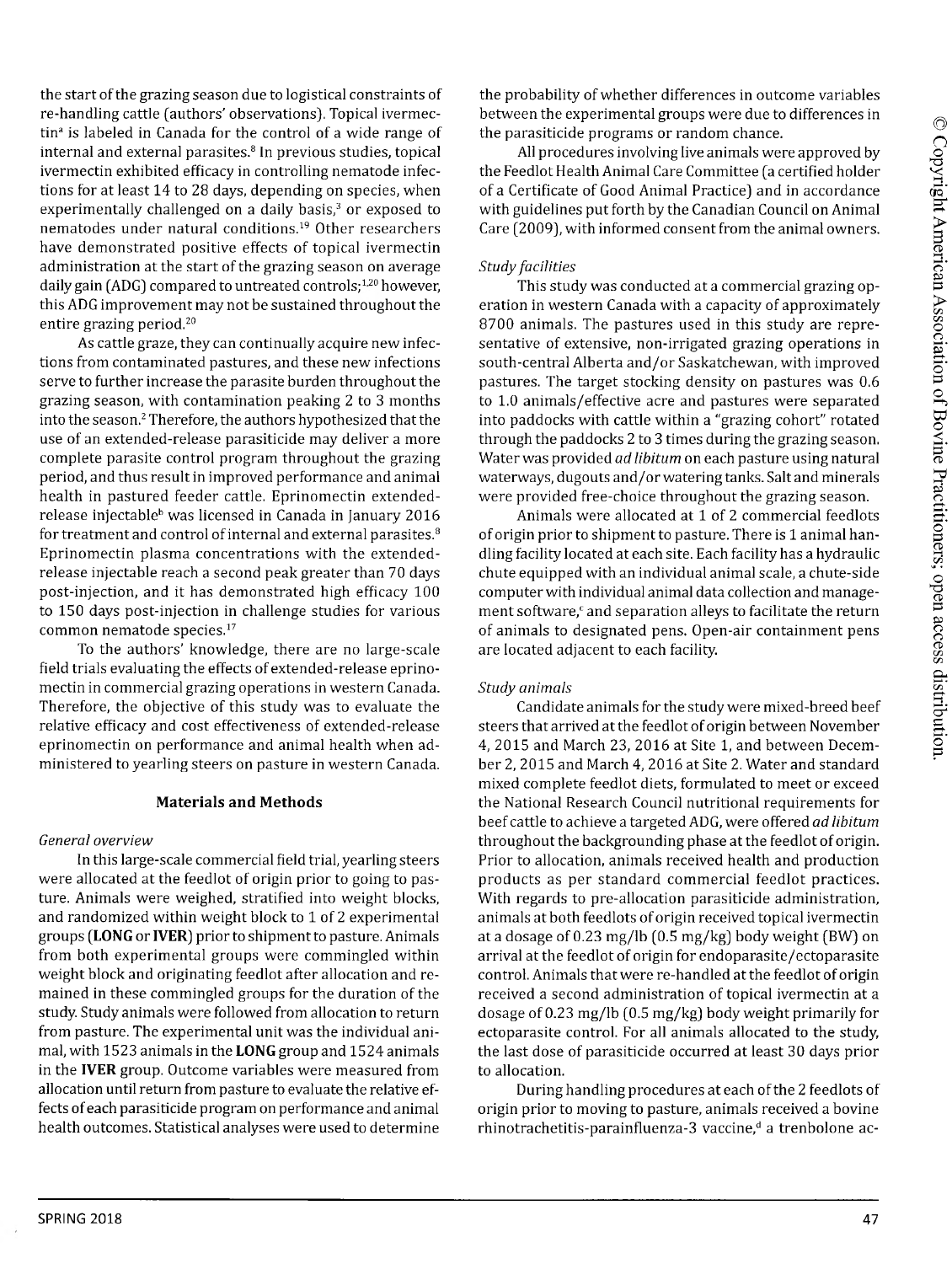the start of the grazing season due to logistical constraints of re-handling cattle (authors' observations). Topical ivermectin[a] is labeled in Canada for the control of a wide range of internal and external parasites.[8] In previous studies, topical ivermectin exhibited efficacy in controlling nematode infections for at least 14 to 28 days, depending on species, when experimentally challenged on a daily basis,[3] or exposed to nematodes under natural conditions.[19] Other researchers have demonstrated positive effects of topical ivermectin administration at the start of the grazing season on average daily gain (ADG) compared to untreated controls;[1,20] however, this ADG improvement may not be sustained throughout the entire grazing period.[20]

As cattle graze, they can continually acquire new infections from contaminated pastures, and these new infections serve to further increase the parasite burden throughout the grazing season, with contamination peaking 2 to 3 months into the season.[2] Therefore, the authors hypothesized that the use of an extended-release parasiticide may deliver a more complete parasite control program throughout the grazing period, and thus result in improved performance and animal health in pastured feeder cattle. Eprinomectin extended-release injectable[b] was licensed in Canada in January 2016 for treatment and control of internal and external parasites.[8] Eprinomectin plasma concentrations with the extended-release injectable reach a second peak greater than 70 days post-injection, and it has demonstrated high efficacy 100 to 150 days post-injection in challenge studies for various common nematode species.[17]

To the authors' knowledge, there are no large-scale field trials evaluating the effects of extended-release eprinomectin in commercial grazing operations in western Canada. Therefore, the objective of this study was to evaluate the relative efficacy and cost effectiveness of extended-release eprinomectin on performance and animal health when administered to yearling steers on pasture in western Canada.

## Materials and Methods

### *General overview*

In this large-scale commercial field trial, yearling steers were allocated at the feedlot of origin prior to going to pasture. Animals were weighed, stratified into weight blocks, and randomized within weight block to 1 of 2 experimental groups (**LONG** or **IVER**) prior to shipment to pasture. Animals from both experimental groups were commingled within weight block and originating feedlot after allocation and remained in these commingled groups for the duration of the study. Study animals were followed from allocation to return from pasture. The experimental unit was the individual animal, with 1523 animals in the **LONG** group and 1524 animals in the **IVER** group. Outcome variables were measured from allocation until return from pasture to evaluate the relative effects of each parasiticide program on performance and animal health outcomes. Statistical analyses were used to determine the probability of whether differences in outcome variables between the experimental groups were due to differences in the parasiticide programs or random chance.

All procedures involving live animals were approved by the Feedlot Health Animal Care Committee (a certified holder of a Certificate of Good Animal Practice) and in accordance with guidelines put forth by the Canadian Council on Animal Care (2009), with informed consent from the animal owners.

### *Study facilities*

This study was conducted at a commercial grazing operation in western Canada with a capacity of approximately 8700 animals. The pastures used in this study are representative of extensive, non-irrigated grazing operations in south-central Alberta and/or Saskatchewan, with improved pastures. The target stocking density on pastures was 0.6 to 1.0 animals/effective acre and pastures were separated into paddocks with cattle within a "grazing cohort" rotated through the paddocks 2 to 3 times during the grazing season. Water was provided *ad libitum* on each pasture using natural waterways, dugouts and/or watering tanks. Salt and minerals were provided free-choice throughout the grazing season.

Animals were allocated at 1 of 2 commercial feedlots of origin prior to shipment to pasture. There is 1 animal handling facility located at each site. Each facility has a hydraulic chute equipped with an individual animal scale, a chute-side computer with individual animal data collection and management software,[c] and separation alleys to facilitate the return of animals to designated pens. Open-air containment pens are located adjacent to each facility.

### *Study animals*

Candidate animals for the study were mixed-breed beef steers that arrived at the feedlot of origin between November 4, 2015 and March 23, 2016 at Site 1, and between December 2, 2015 and March 4, 2016 at Site 2. Water and standard mixed complete feedlot diets, formulated to meet or exceed the National Research Council nutritional requirements for beef cattle to achieve a targeted ADG, were offered *ad libitum* throughout the backgrounding phase at the feedlot of origin. Prior to allocation, animals received health and production products as per standard commercial feedlot practices. With regards to pre-allocation parasiticide administration, animals at both feedlots of origin received topical ivermectin at a dosage of 0.23 mg/lb (0.5 mg/kg) body weight (BW) on arrival at the feedlot of origin for endoparasite/ectoparasite control. Animals that were re-handled at the feedlot of origin received a second administration of topical ivermectin at a dosage of 0.23 mg/lb (0.5 mg/kg) body weight primarily for ectoparasite control. For all animals allocated to the study, the last dose of parasiticide occurred at least 30 days prior to allocation.

During handling procedures at each of the 2 feedlots of origin prior to moving to pasture, animals received a bovine rhinotrachetitis-parainfluenza-3 vaccine,[d] a trenbolone ac-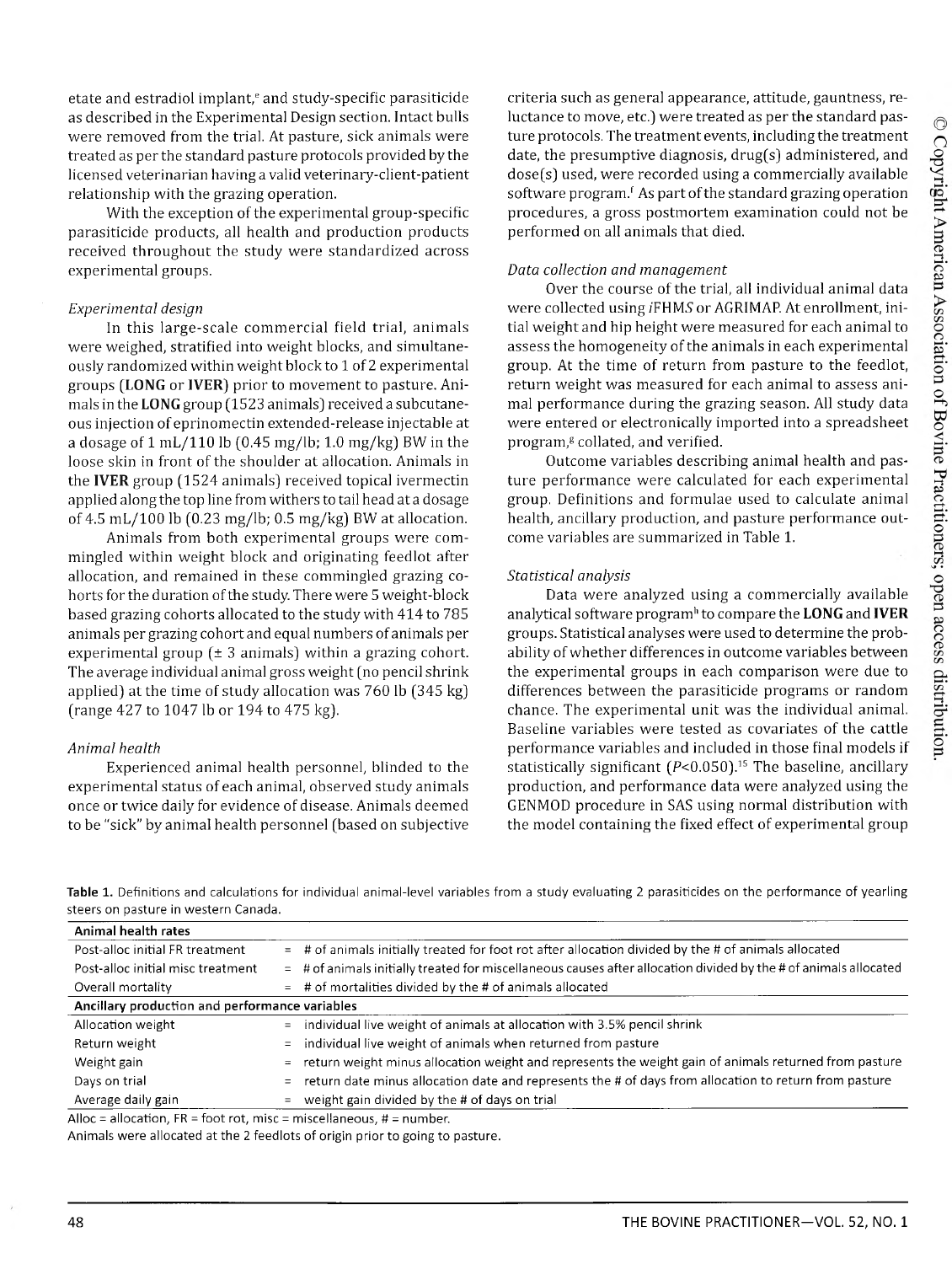etate and estradiol implant,[e] and study-specific parasiticide as described in the Experimental Design section. Intact bulls were removed from the trial. At pasture, sick animals were treated as per the standard pasture protocols provided by the licensed veterinarian having a valid veterinary-client-patient relationship with the grazing operation.

With the exception of the experimental group-specific parasiticide products, all health and production products received throughout the study were standardized across experimental groups.

### *Experimental design*

In this large-scale commercial field trial, animals were weighed, stratified into weight blocks, and simultaneously randomized within weight block to 1 of 2 experimental groups (**LONG** or **IVER**) prior to movement to pasture. Animals in the **LONG** group (1523 animals) received a subcutaneous injection of eprinomectin extended-release injectable at a dosage of 1 mL/110 lb (0.45 mg/lb; 1.0 mg/kg) BW in the loose skin in front of the shoulder at allocation. Animals in the **IVER** group (1524 animals) received topical ivermectin applied along the top line from withers to tail head at a dosage of 4.5 mL/100 lb (0.23 mg/lb; 0.5 mg/kg) BW at allocation.

Animals from both experimental groups were commingled within weight block and originating feedlot after allocation, and remained in these commingled grazing cohorts for the duration of the study. There were 5 weight-block based grazing cohorts allocated to the study with 414 to 785 animals per grazing cohort and equal numbers of animals per experimental group (± 3 animals) within a grazing cohort. The average individual animal gross weight (no pencil shrink applied) at the time of study allocation was 760 lb (345 kg) (range 427 to 1047 lb or 194 to 475 kg).

### *Animal health*

Experienced animal health personnel, blinded to the experimental status of each animal, observed study animals once or twice daily for evidence of disease. Animals deemed to be "sick" by animal health personnel (based on subjective criteria such as general appearance, attitude, gauntness, reluctance to move, etc.) were treated as per the standard pasture protocols. The treatment events, including the treatment date, the presumptive diagnosis, drug(s) administered, and dose(s) used, were recorded using a commercially available software program.[f] As part of the standard grazing operation procedures, a gross postmortem examination could not be performed on all animals that died.

### *Data collection and management*

Over the course of the trial, all individual animal data were collected using *i*FHMS or AGRIMAP. At enrollment, initial weight and hip height were measured for each animal to assess the homogeneity of the animals in each experimental group. At the time of return from pasture to the feedlot, return weight was measured for each animal to assess animal performance during the grazing season. All study data were entered or electronically imported into a spreadsheet program,[g] collated, and verified.

Outcome variables describing animal health and pasture performance were calculated for each experimental group. Definitions and formulae used to calculate animal health, ancillary production, and pasture performance outcome variables are summarized in Table 1.

### *Statistical analysis*

Data were analyzed using a commercially available analytical software program[h] to compare the **LONG** and **IVER** groups. Statistical analyses were used to determine the probability of whether differences in outcome variables between the experimental groups in each comparison were due to differences between the parasiticide programs or random chance. The experimental unit was the individual animal. Baseline variables were tested as covariates of the cattle performance variables and included in those final models if statistically significant ($P<0.050$).[15] The baseline, ancillary production, and performance data were analyzed using the GENMOD procedure in SAS using normal distribution with the model containing the fixed effect of experimental group

**Table 1.** Definitions and calculations for individual animal-level variables from a study evaluating 2 parasiticides on the performance of yearling steers on pasture in western Canada.

| **Animal health rates** | | |
|---|---|---|
| Post-alloc initial FR treatment | = | # of animals initially treated for foot rot after allocation divided by the # of animals allocated |
| Post-alloc initial misc treatment | = | # of animals initially treated for miscellaneous causes after allocation divided by the # of animals allocated |
| Overall mortality | = | # of mortalities divided by the # of animals allocated |
| **Ancillary production and performance variables** | | |
| Allocation weight | = | individual live weight of animals at allocation with 3.5% pencil shrink |
| Return weight | = | individual live weight of animals when returned from pasture |
| Weight gain | = | return weight minus allocation weight and represents the weight gain of animals returned from pasture |
| Days on trial | = | return date minus allocation date and represents the # of days from allocation to return from pasture |
| Average daily gain | = | weight gain divided by the # of days on trial |

Alloc = allocation, FR = foot rot, misc = miscellaneous, # = number.

Animals were allocated at the 2 feedlots of origin prior to going to pasture.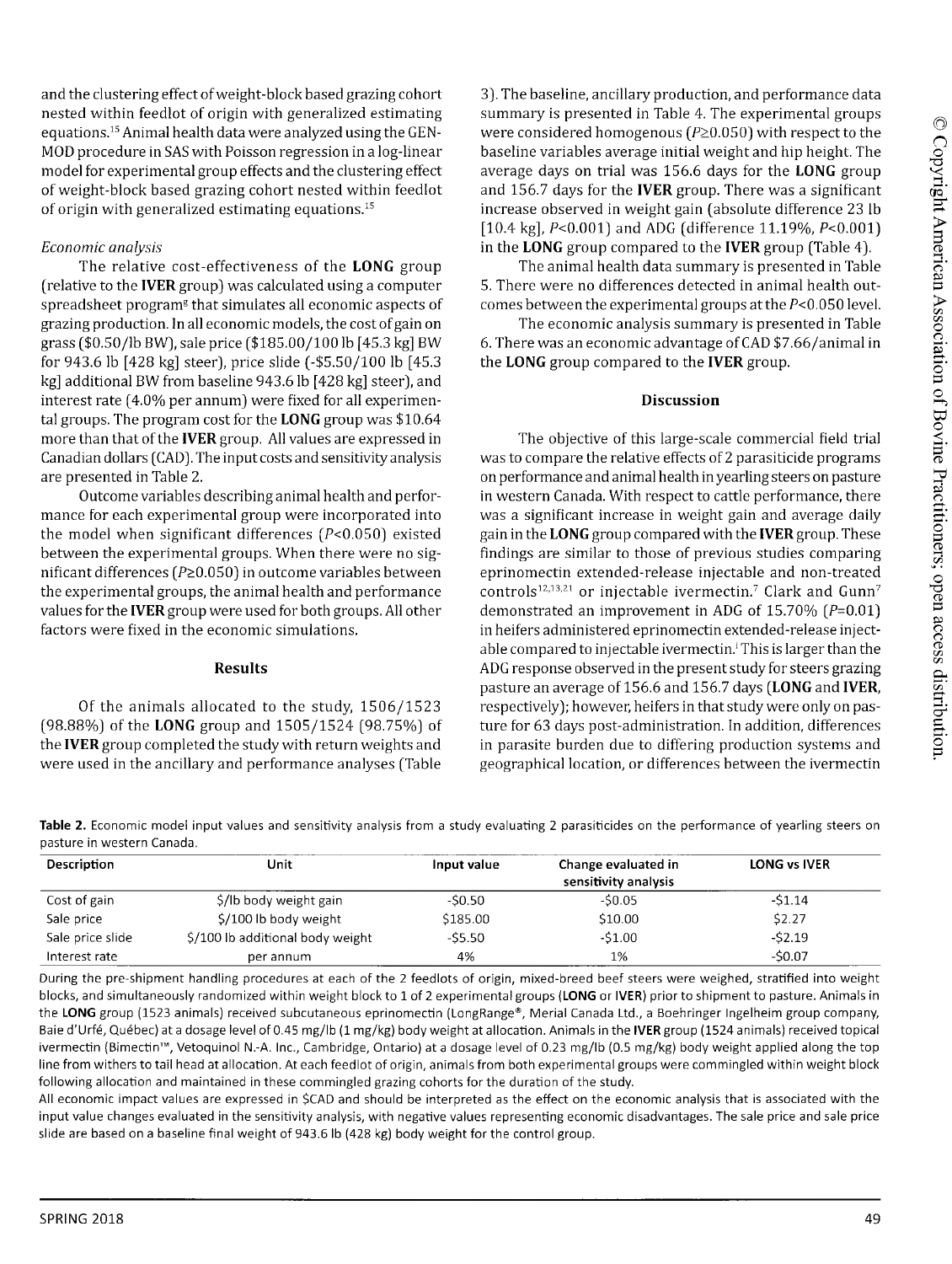and the clustering effect of weight-block based grazing cohort nested within feedlot of origin with generalized estimating equations.[15] Animal health data were analyzed using the GENMOD procedure in SAS with Poisson regression in a log-linear model for experimental group effects and the clustering effect of weight-block based grazing cohort nested within feedlot of origin with generalized estimating equations.[15]

### *Economic analysis*

The relative cost-effectiveness of the **LONG** group (relative to the **IVER** group) was calculated using a computer spreadsheet program[g] that simulates all economic aspects of grazing production. In all economic models, the cost of gain on grass ($0.50/lb BW), sale price ($185.00/100 lb [45.3 kg] BW for 943.6 lb [428 kg] steer), price slide (-$5.50/100 lb [45.3 kg] additional BW from baseline 943.6 lb [428 kg] steer), and interest rate (4.0% per annum) were fixed for all experimental groups. The program cost for the **LONG** group was $10.64 more than that of the **IVER** group. All values are expressed in Canadian dollars (CAD). The input costs and sensitivity analysis are presented in Table 2.

Outcome variables describing animal health and performance for each experimental group were incorporated into the model when significant differences ($P<0.050$) existed between the experimental groups. When there were no significant differences ($P\geq0.050$) in outcome variables between the experimental groups, the animal health and performance values for the **IVER** group were used for both groups. All other factors were fixed in the economic simulations.

## Results

Of the animals allocated to the study, 1506/1523 (98.88%) of the **LONG** group and 1505/1524 (98.75%) of the **IVER** group completed the study with return weights and were used in the ancillary and performance analyses (Table 3). The baseline, ancillary production, and performance data summary is presented in Table 4. The experimental groups were considered homogenous ($P\geq0.050$) with respect to the baseline variables average initial weight and hip height. The average days on trial was 156.6 days for the **LONG** group and 156.7 days for the **IVER** group. There was a significant increase observed in weight gain (absolute difference 23 lb [10.4 kg], $P<0.001$) and ADG (difference 11.19%, $P<0.001$) in the **LONG** group compared to the **IVER** group (Table 4).

The animal health data summary is presented in Table 5. There were no differences detected in animal health outcomes between the experimental groups at the $P<0.050$ level.

The economic analysis summary is presented in Table 6. There was an economic advantage of CAD $7.66/animal in the **LONG** group compared to the **IVER** group.

## Discussion

The objective of this large-scale commercial field trial was to compare the relative effects of 2 parasiticide programs on performance and animal health in yearling steers on pasture in western Canada. With respect to cattle performance, there was a significant increase in weight gain and average daily gain in the **LONG** group compared with the **IVER** group. These findings are similar to those of previous studies comparing eprinomectin extended-release injectable and non-treated controls[12,13,21] or injectable ivermectin.[7] Clark and Gunn[7] demonstrated an improvement in ADG of 15.70% ($P=0.01$) in heifers administered eprinomectin extended-release injectable compared to injectable ivermectin.[i] This is larger than the ADG response observed in the present study for steers grazing pasture an average of 156.6 and 156.7 days (**LONG** and **IVER**, respectively); however, heifers in that study were only on pasture for 63 days post-administration. In addition, differences in parasite burden due to differing production systems and geographical location, or differences between the ivermectin

**Table 2.** Economic model input values and sensitivity analysis from a study evaluating 2 parasiticides on the performance of yearling steers on pasture in western Canada.

| Description | Unit | Input value | Change evaluated in sensitivity analysis | LONG vs IVER |
|---|---|---|---|---|
| Cost of gain | $/lb body weight gain | -$0.50 | -$0.05 | -$1.14 |
| Sale price | $/100 lb body weight | $185.00 | $10.00 | $2.27 |
| Sale price slide | $/100 lb additional body weight | -$5.50 | -$1.00 | -$2.19 |
| Interest rate | per annum | 4% | 1% | -$0.07 |

During the pre-shipment handling procedures at each of the 2 feedlots of origin, mixed-breed beef steers were weighed, stratified into weight blocks, and simultaneously randomized within weight block to 1 of 2 experimental groups (**LONG** or **IVER**) prior to shipment to pasture. Animals in the **LONG** group (1523 animals) received subcutaneous eprinomectin (LongRange®, Merial Canada Ltd., a Boehringer Ingelheim group company, Baie d'Urfé, Québec) at a dosage level of 0.45 mg/lb (1 mg/kg) body weight at allocation. Animals in the **IVER** group (1524 animals) received topical ivermectin (Bimectin™, Vetoquinol N.-A. Inc., Cambridge, Ontario) at a dosage level of 0.23 mg/lb (0.5 mg/kg) body weight applied along the top line from withers to tail head at allocation. At each feedlot of origin, animals from both experimental groups were commingled within weight block following allocation and maintained in these commingled grazing cohorts for the duration of the study.

All economic impact values are expressed in $CAD and should be interpreted as the effect on the economic analysis that is associated with the input value changes evaluated in the sensitivity analysis, with negative values representing economic disadvantages. The sale price and sale price slide are based on a baseline final weight of 943.6 lb (428 kg) body weight for the control group.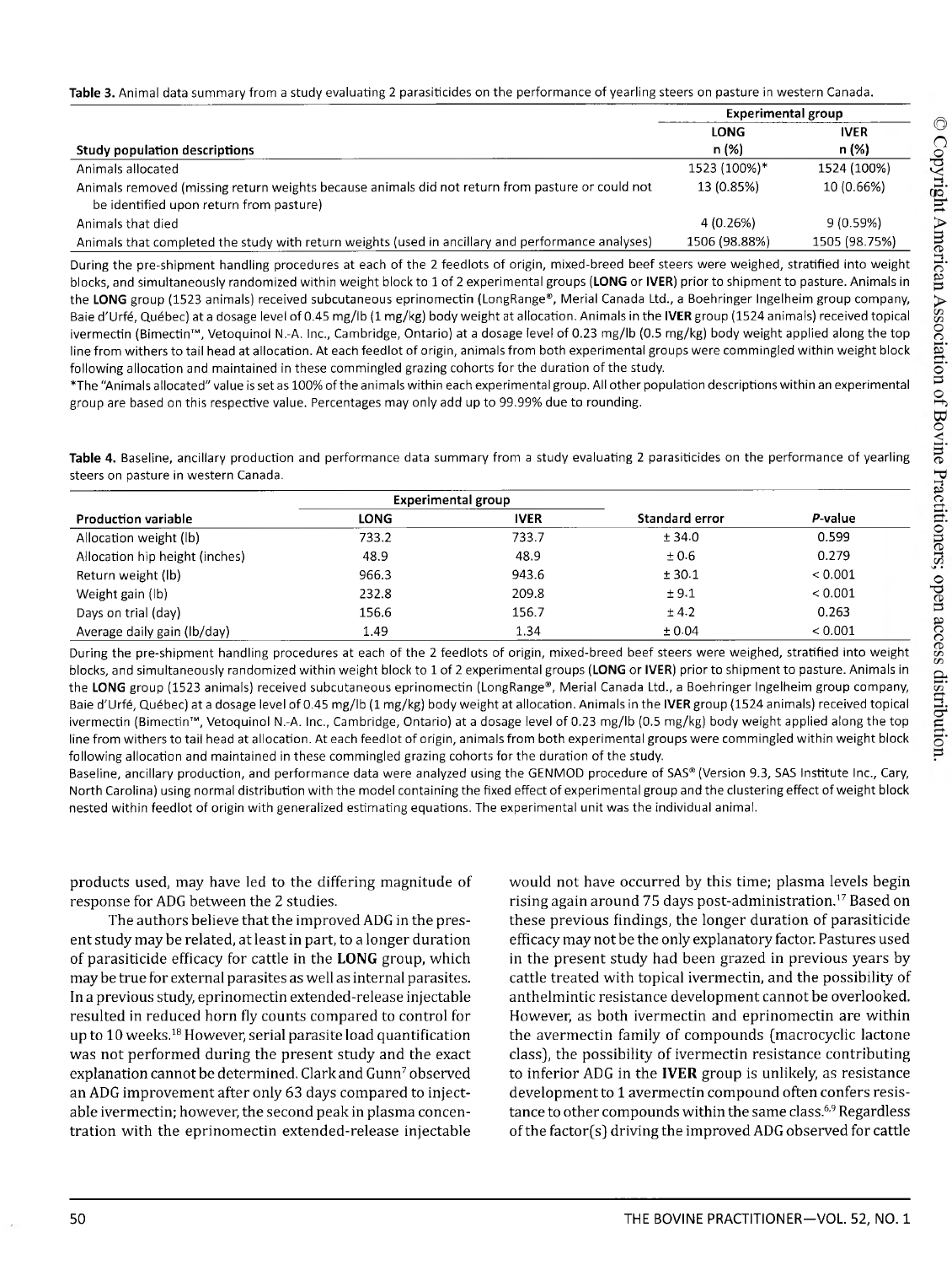**Table 3.** Animal data summary from a study evaluating 2 parasiticides on the performance of yearling steers on pasture in western Canada.

| Study population descriptions | Experimental group | |
|---|---|---|
| | **LONG** n (%) | **IVER** n (%) |
| Animals allocated | 1523 (100%)* | 1524 (100%) |
| Animals removed (missing return weights because animals did not return from pasture or could not be identified upon return from pasture) | 13 (0.85%) | 10 (0.66%) |
| Animals that died | 4 (0.26%) | 9 (0.59%) |
| Animals that completed the study with return weights (used in ancillary and performance analyses) | 1506 (98.88%) | 1505 (98.75%) |

During the pre-shipment handling procedures at each of the 2 feedlots of origin, mixed-breed beef steers were weighed, stratified into weight blocks, and simultaneously randomized within weight block to 1 of 2 experimental groups (**LONG** or **IVER**) prior to shipment to pasture. Animals in the **LONG** group (1523 animals) received subcutaneous eprinomectin (LongRange®, Merial Canada Ltd., a Boehringer Ingelheim group company, Baie d'Urfé, Québec) at a dosage level of 0.45 mg/lb (1 mg/kg) body weight at allocation. Animals in the **IVER** group (1524 animals) received topical ivermectin (Bimectin™, Vetoquinol N.-A. Inc., Cambridge, Ontario) at a dosage level of 0.23 mg/lb (0.5 mg/kg) body weight applied along the top line from withers to tail head at allocation. At each feedlot of origin, animals from both experimental groups were commingled within weight block following allocation and maintained in these commingled grazing cohorts for the duration of the study.

*The "Animals allocated" value is set as 100% of the animals within each experimental group. All other population descriptions within an experimental group are based on this respective value. Percentages may only add up to 99.99% due to rounding.

**Table 4.** Baseline, ancillary production and performance data summary from a study evaluating 2 parasiticides on the performance of yearling steers on pasture in western Canada.

| Production variable | Experimental group | | Standard error | *P*-value |
|---|---|---|---|---|
| | **LONG** | **IVER** | | |
| Allocation weight (lb) | 733.2 | 733.7 | ± 34.0 | 0.599 |
| Allocation hip height (inches) | 48.9 | 48.9 | ± 0.6 | 0.279 |
| Return weight (lb) | 966.3 | 943.6 | ± 30.1 | < 0.001 |
| Weight gain (lb) | 232.8 | 209.8 | ± 9.1 | < 0.001 |
| Days on trial (day) | 156.6 | 156.7 | ± 4.2 | 0.263 |
| Average daily gain (lb/day) | 1.49 | 1.34 | ± 0.04 | < 0.001 |

During the pre-shipment handling procedures at each of the 2 feedlots of origin, mixed-breed beef steers were weighed, stratified into weight blocks, and simultaneously randomized within weight block to 1 of 2 experimental groups (**LONG** or **IVER**) prior to shipment to pasture. Animals in the **LONG** group (1523 animals) received subcutaneous eprinomectin (LongRange®, Merial Canada Ltd., a Boehringer Ingelheim group company, Baie d'Urfé, Québec) at a dosage level of 0.45 mg/lb (1 mg/kg) body weight at allocation. Animals in the **IVER** group (1524 animals) received topical ivermectin (Bimectin™, Vetoquinol N.-A. Inc., Cambridge, Ontario) at a dosage level of 0.23 mg/lb (0.5 mg/kg) body weight applied along the top line from withers to tail head at allocation. At each feedlot of origin, animals from both experimental groups were commingled within weight block following allocation and maintained in these commingled grazing cohorts for the duration of the study.

Baseline, ancillary production, and performance data were analyzed using the GENMOD procedure of SAS® (Version 9.3, SAS Institute Inc., Cary, North Carolina) using normal distribution with the model containing the fixed effect of experimental group and the clustering effect of weight block nested within feedlot of origin with generalized estimating equations. The experimental unit was the individual animal.

products used, may have led to the differing magnitude of response for ADG between the 2 studies.

The authors believe that the improved ADG in the present study may be related, at least in part, to a longer duration of parasiticide efficacy for cattle in the **LONG** group, which may be true for external parasites as well as internal parasites. In a previous study, eprinomectin extended-release injectable resulted in reduced horn fly counts compared to control for up to 10 weeks.[18] However, serial parasite load quantification was not performed during the present study and the exact explanation cannot be determined. Clark and Gunn[7] observed an ADG improvement after only 63 days compared to injectable ivermectin; however, the second peak in plasma concentration with the eprinomectin extended-release injectable would not have occurred by this time; plasma levels begin rising again around 75 days post-administration.[17] Based on these previous findings, the longer duration of parasiticide efficacy may not be the only explanatory factor. Pastures used in the present study had been grazed in previous years by cattle treated with topical ivermectin, and the possibility of anthelmintic resistance development cannot be overlooked. However, as both ivermectin and eprinomectin are within the avermectin family of compounds (macrocyclic lactone class), the possibility of ivermectin resistance contributing to inferior ADG in the **IVER** group is unlikely, as resistance development to 1 avermectin compound often confers resistance to other compounds within the same class.[6,9] Regardless of the factor(s) driving the improved ADG observed for cattle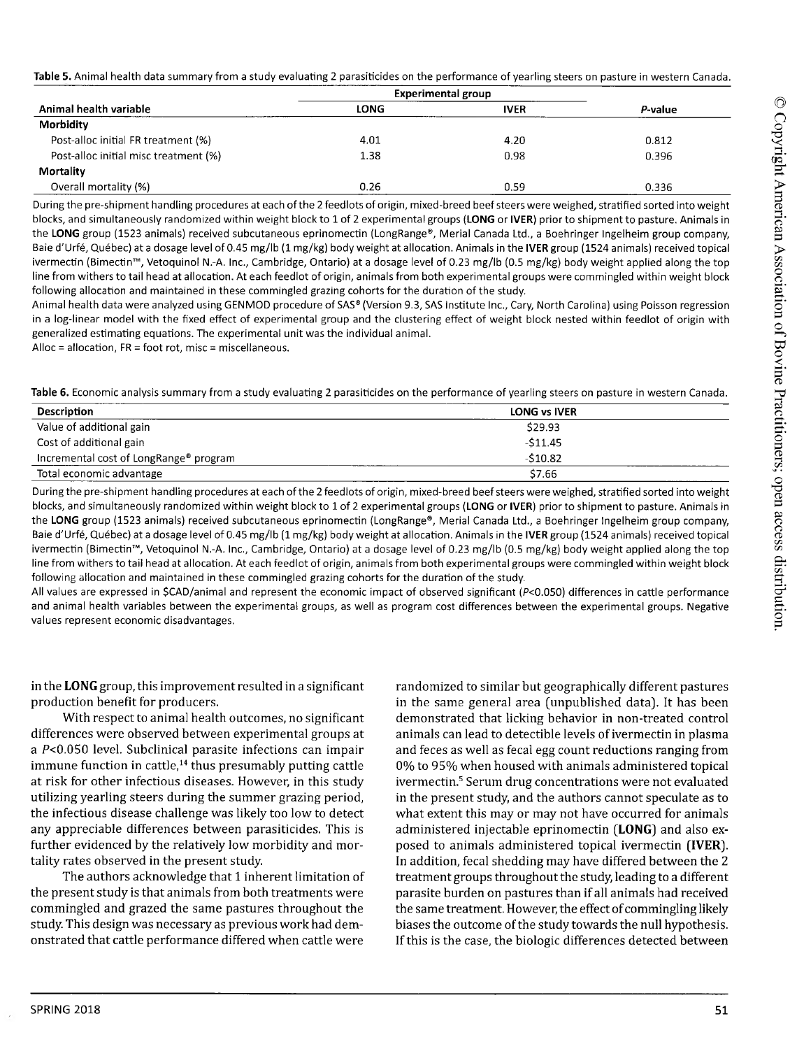**Table 5.** Animal health data summary from a study evaluating 2 parasiticides on the performance of yearling steers on pasture in western Canada.

| Animal health variable | Experimental group | | *P*-value |
|---|---|---|---|
| | **LONG** | **IVER** | |
| **Morbidity** | | | |
| Post-alloc initial FR treatment (%) | 4.01 | 4.20 | 0.812 |
| Post-alloc initial misc treatment (%) | 1.38 | 0.98 | 0.396 |
| **Mortality** | | | |
| Overall mortality (%) | 0.26 | 0.59 | 0.336 |

During the pre-shipment handling procedures at each of the 2 feedlots of origin, mixed-breed beef steers were weighed, stratified sorted into weight blocks, and simultaneously randomized within weight block to 1 of 2 experimental groups (**LONG** or **IVER**) prior to shipment to pasture. Animals in the **LONG** group (1523 animals) received subcutaneous eprinomectin (LongRange®, Merial Canada Ltd., a Boehringer Ingelheim group company, Baie d'Urfé, Québec) at a dosage level of 0.45 mg/lb (1 mg/kg) body weight at allocation. Animals in the **IVER** group (1524 animals) received topical ivermectin (Bimectin™, Vetoquinol N.-A. Inc., Cambridge, Ontario) at a dosage level of 0.23 mg/lb (0.5 mg/kg) body weight applied along the top line from withers to tail head at allocation. At each feedlot of origin, animals from both experimental groups were commingled within weight block following allocation and maintained in these commingled grazing cohorts for the duration of the study.

Animal health data were analyzed using GENMOD procedure of SAS® (Version 9.3, SAS Institute Inc., Cary, North Carolina) using Poisson regression in a log-linear model with the fixed effect of experimental group and the clustering effect of weight block nested within feedlot of origin with generalized estimating equations. The experimental unit was the individual animal.

Alloc = allocation, FR = foot rot, misc = miscellaneous.

**Table 6.** Economic analysis summary from a study evaluating 2 parasiticides on the performance of yearling steers on pasture in western Canada.

| Description | LONG vs IVER |
|---|---|
| Value of additional gain | $29.93 |
| Cost of additional gain | -$11.45 |
| Incremental cost of LongRange® program | -$10.82 |
| Total economic advantage | $7.66 |

During the pre-shipment handling procedures at each of the 2 feedlots of origin, mixed-breed beef steers were weighed, stratified sorted into weight blocks, and simultaneously randomized within weight block to 1 of 2 experimental groups (**LONG** or **IVER**) prior to shipment to pasture. Animals in the **LONG** group (1523 animals) received subcutaneous eprinomectin (LongRange®, Merial Canada Ltd., a Boehringer Ingelheim group company, Baie d'Urfé, Québec) at a dosage level of 0.45 mg/lb (1 mg/kg) body weight at allocation. Animals in the **IVER** group (1524 animals) received topical ivermectin (Bimectin™, Vetoquinol N.-A. Inc., Cambridge, Ontario) at a dosage level of 0.23 mg/lb (0.5 mg/kg) body weight applied along the top line from withers to tail head at allocation. At each feedlot of origin, animals from both experimental groups were commingled within weight block following allocation and maintained in these commingled grazing cohorts for the duration of the study.

All values are expressed in $CAD/animal and represent the economic impact of observed significant ($P<0.050$) differences in cattle performance and animal health variables between the experimental groups, as well as program cost differences between the experimental groups. Negative values represent economic disadvantages.

in the **LONG** group, this improvement resulted in a significant production benefit for producers.

With respect to animal health outcomes, no significant differences were observed between experimental groups at a $P<0.050$ level. Subclinical parasite infections can impair immune function in cattle,[14] thus presumably putting cattle at risk for other infectious diseases. However, in this study utilizing yearling steers during the summer grazing period, the infectious disease challenge was likely too low to detect any appreciable differences between parasiticides. This is further evidenced by the relatively low morbidity and mortality rates observed in the present study.

The authors acknowledge that 1 inherent limitation of the present study is that animals from both treatments were commingled and grazed the same pastures throughout the study. This design was necessary as previous work had demonstrated that cattle performance differed when cattle were randomized to similar but geographically different pastures in the same general area (unpublished data). It has been demonstrated that licking behavior in non-treated control animals can lead to detectible levels of ivermectin in plasma and feces as well as fecal egg count reductions ranging from 0% to 95% when housed with animals administered topical ivermectin.[5] Serum drug concentrations were not evaluated in the present study, and the authors cannot speculate as to what extent this may or may not have occurred for animals administered injectable eprinomectin (**LONG**) and also exposed to animals administered topical ivermectin (**IVER**). In addition, fecal shedding may have differed between the 2 treatment groups throughout the study, leading to a different parasite burden on pastures than if all animals had received the same treatment. However, the effect of commingling likely biases the outcome of the study towards the null hypothesis. If this is the case, the biologic differences detected between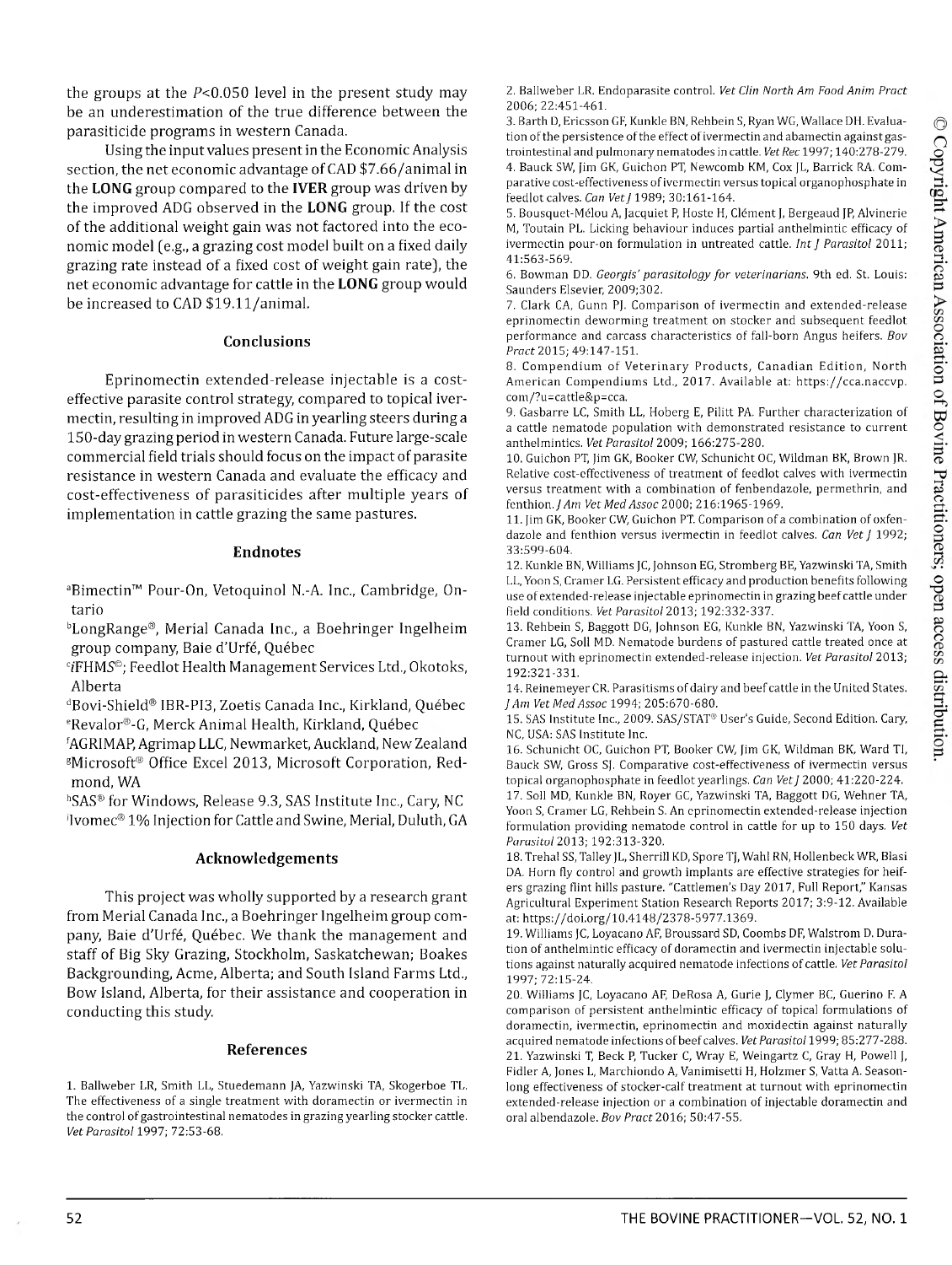the groups at the $P<0.050$ level in the present study may be an underestimation of the true difference between the parasiticide programs in western Canada.

Using the input values present in the Economic Analysis section, the net economic advantage of CAD $7.66/animal in the **LONG** group compared to the **IVER** group was driven by the improved ADG observed in the **LONG** group. If the cost of the additional weight gain was not factored into the economic model (e.g., a grazing cost model built on a fixed daily grazing rate instead of a fixed cost of weight gain rate), the net economic advantage for cattle in the **LONG** group would be increased to CAD $19.11/animal.

## Conclusions

Eprinomectin extended-release injectable is a cost-effective parasite control strategy, compared to topical ivermectin, resulting in improved ADG in yearling steers during a 150-day grazing period in western Canada. Future large-scale commercial field trials should focus on the impact of parasite resistance in western Canada and evaluate the efficacy and cost-effectiveness of parasiticides after multiple years of implementation in cattle grazing the same pastures.

## Endnotes

[a]Bimectin™ Pour-On, Vetoquinol N.-A. Inc., Cambridge, Ontario

[b]LongRange®, Merial Canada Inc., a Boehringer Ingelheim group company, Baie d'Urfé, Québec

[c]*i*FHMS©; Feedlot Health Management Services Ltd., Okotoks, Alberta

[d]Bovi-Shield® IBR-PI3, Zoetis Canada Inc., Kirkland, Québec

[e]Revalor®-G, Merck Animal Health, Kirkland, Québec

[f]AGRIMAP, Agrimap LLC, Newmarket, Auckland, New Zealand

[g]Microsoft® Office Excel 2013, Microsoft Corporation, Redmond, WA

[h]SAS® for Windows, Release 9.3, SAS Institute Inc., Cary, NC

[i]Ivomec® 1% Injection for Cattle and Swine, Merial, Duluth, GA

## Acknowledgements

This project was wholly supported by a research grant from Merial Canada Inc., a Boehringer Ingelheim group company, Baie d'Urfé, Québec. We thank the management and staff of Big Sky Grazing, Stockholm, Saskatchewan; Boakes Backgrounding, Acme, Alberta; and South Island Farms Ltd., Bow Island, Alberta, for their assistance and cooperation in conducting this study.

## References

1. Ballweber LR, Smith LL, Stuedemann JA, Yazwinski TA, Skogerboe TL. The effectiveness of a single treatment with doramectin or ivermectin in the control of gastrointestinal nematodes in grazing yearling stocker cattle. *Vet Parasitol* 1997; 72:53-68.
2. Ballweber LR. Endoparasite control. *Vet Clin North Am Food Anim Pract* 2006; 22:451-461.
3. Barth D, Ericsson GF, Kunkle BN, Rehbein S, Ryan WG, Wallace DH. Evaluation of the persistence of the effect of ivermectin and abamectin against gastrointestinal and pulmonary nematodes in cattle. *Vet Rec* 1997; 140:278-279.
4. Bauck SW, Jim GK, Guichon PT, Newcomb KM, Cox JL, Barrick RA. Comparative cost-effectiveness of ivermectin versus topical organophosphate in feedlot calves. *Can Vet J* 1989; 30:161-164.
5. Bousquet-Mélou A, Jacquiet P, Hoste H, Clément J, Bergeaud JP, Alvinerie M, Toutain PL. Licking behaviour induces partial anthelmintic efficacy of ivermectin pour-on formulation in untreated cattle. *Int J Parasitol* 2011; 41:563-569.
6. Bowman DD. *Georgis' parasitology for veterinarians.* 9th ed. St. Louis: Saunders Elsevier, 2009;302.
7. Clark CA, Gunn PJ. Comparison of ivermectin and extended-release eprinomectin deworming treatment on stocker and subsequent feedlot performance and carcass characteristics of fall-born Angus heifers. *Bov Pract* 2015; 49:147-151.
8. Compendium of Veterinary Products, Canadian Edition, North American Compendiums Ltd., 2017. Available at: https://cca.naccvp.com/?u=cattle&p=cca.
9. Gasbarre LC, Smith LL, Hoberg E, Pilitt PA. Further characterization of a cattle nematode population with demonstrated resistance to current anthelmintics. *Vet Parasitol* 2009; 166:275-280.
10. Guichon PT, Jim GK, Booker CW, Schunicht OC, Wildman BK, Brown JR. Relative cost-effectiveness of treatment of feedlot calves with ivermectin versus treatment with a combination of fenbendazole, permethrin, and fenthion. *J Am Vet Med Assoc* 2000; 216:1965-1969.
11. Jim GK, Booker CW, Guichon PT. Comparison of a combination of oxfendazole and fenthion versus ivermectin in feedlot calves. *Can Vet J* 1992; 33:599-604.
12. Kunkle BN, Williams JC, Johnson EG, Stromberg BE, Yazwinski TA, Smith LL, Yoon S, Cramer LG. Persistent efficacy and production benefits following use of extended-release injectable eprinomectin in grazing beef cattle under field conditions. *Vet Parasitol* 2013; 192:332-337.
13. Rehbein S, Baggott DG, Johnson EG, Kunkle BN, Yazwinski TA, Yoon S, Cramer LG, Soll MD. Nematode burdens of pastured cattle treated once at turnout with eprinomectin extended-release injection. *Vet Parasitol* 2013; 192:321-331.
14. Reinemeyer CR. Parasitisms of dairy and beef cattle in the United States. *J Am Vet Med Assoc* 1994; 205:670-680.
15. SAS Institute Inc., 2009. SAS/STAT® User's Guide, Second Edition. Cary, NC, USA: SAS Institute Inc.
16. Schunicht OC, Guichon PT, Booker CW, Jim GK, Wildman BK, Ward TI, Bauck SW, Gross SJ. Comparative cost-effectiveness of ivermectin versus topical organophosphate in feedlot yearlings. *Can Vet J* 2000; 41:220-224.
17. Soll MD, Kunkle BN, Royer GC, Yazwinski TA, Baggott DG, Wehner TA, Yoon S, Cramer LG, Rehbein S. An eprinomectin extended-release injection formulation providing nematode control in cattle for up to 150 days. *Vet Parasitol* 2013; 192:313-320.
18. Trehal SS, Talley JL, Sherrill KD, Spore TJ, Wahl RN, Hollenbeck WR, Blasi DA. Horn fly control and growth implants are effective strategies for heifers grazing flint hills pasture. "Cattlemen's Day 2017, Full Report," Kansas Agricultural Experiment Station Research Reports 2017; 3:9-12. Available at: https://doi.org/10.4148/2378-5977.1369.
19. Williams JC, Loyacano AF, Broussard SD, Coombs DF, Walstrom D. Duration of anthelmintic efficacy of doramectin and ivermectin injectable solutions against naturally acquired nematode infections of cattle. *Vet Parasitol* 1997; 72:15-24.
20. Williams JC, Loyacano AF, DeRosa A, Gurie J, Clymer BC, Guerino F. A comparison of persistent anthelmintic efficacy of topical formulations of doramectin, ivermectin, eprinomectin and moxidectin against naturally acquired nematode infections of beef calves. *Vet Parasitol* 1999; 85:277-288.
21. Yazwinski T, Beck P, Tucker C, Wray E, Weingartz C, Gray H, Powell J, Fidler A, Jones L, Marchiondo A, Vanimisetti H, Holzmer S, Vatta A. Season-long effectiveness of stocker-calf treatment at turnout with eprinomectin extended-release injection or a combination of injectable doramectin and oral albendazole. *Bov Pract* 2016; 50:47-55.

© Copyright American Association of Bovine Practitioners; open access distribution.